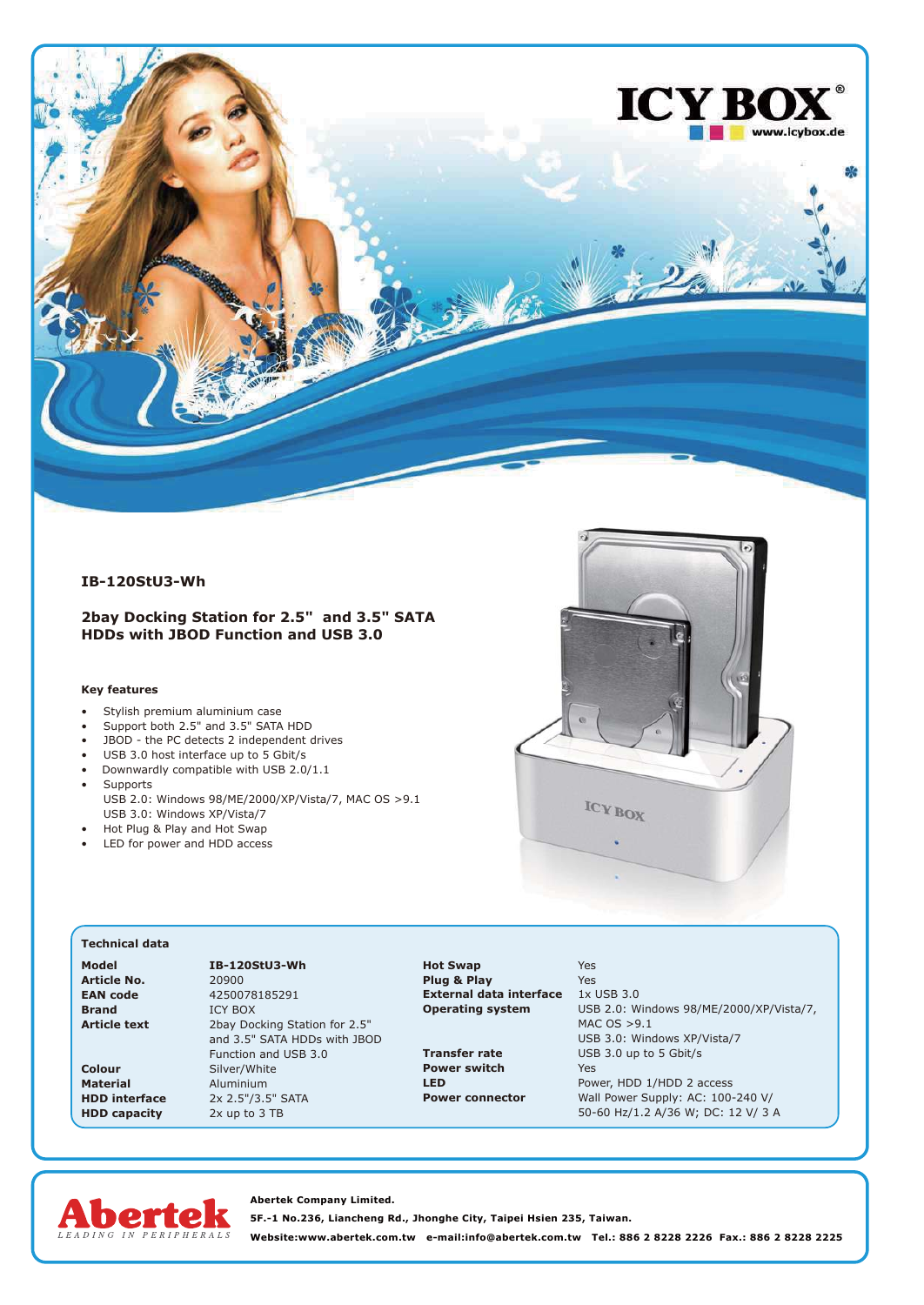ICY BOX® www.icybox.de

## IB-120StU3-Wh

## 2bay Docking Station for 2.5" and 3.5" SATA HDDs with JBOD Function and USB 3.0

### Key features

- Stylish premium aluminium case
- Support both 2.5" and 3.5" SATA HDD
- JBOD - the PC detects 2 independent drives
- USB 3.0 host interface up to 5 Gbit/s
- Downwardly compatible with USB 2.0/1.1
- Supports
  USB 2.0: Windows 98/ME/2000/XP/Vista/7, MAC OS >9.1
  USB 3.0: Windows XP/Vista/7
- Hot Plug & Play and Hot Swap
- LED for power and HDD access

### Technical data

| | | | |
|---|---|---|---|
| **Model** | **IB-120StU3-Wh** | **Hot Swap** | Yes |
| **Article No.** | 20900 | **Plug & Play** | Yes |
| **EAN code** | 4250078185291 | **External data interface** | 1x USB 3.0 |
| **Brand** | ICY BOX | **Operating system** | USB 2.0: Windows 98/ME/2000/XP/Vista/7, MAC OS >9.1<br>USB 3.0: Windows XP/Vista/7 |
| **Article text** | 2bay Docking Station for 2.5" and 3.5" SATA HDDs with JBOD Function and USB 3.0 | **Transfer rate** | USB 3.0 up to 5 Gbit/s |
| **Colour** | Silver/White | **Power switch** | Yes |
| **Material** | Aluminium | **LED** | Power, HDD 1/HDD 2 access |
| **HDD interface** | 2x 2.5"/3.5" SATA | **Power connector** | Wall Power Supply: AC: 100-240 V/ 50-60 Hz/1.2 A/36 W; DC: 12 V/ 3 A |
| **HDD capacity** | 2x up to 3 TB | | |

Abertek LEADING IN PERIPHERALS

**Abertek Company Limited.**

**5F.-1 No.236, Liancheng Rd., Jhonghe City, Taipei Hsien 235, Taiwan.**

**Website:www.abertek.com.tw e-mail:info@abertek.com.tw Tel.: 886 2 8228 2226 Fax.: 886 2 8228 2225**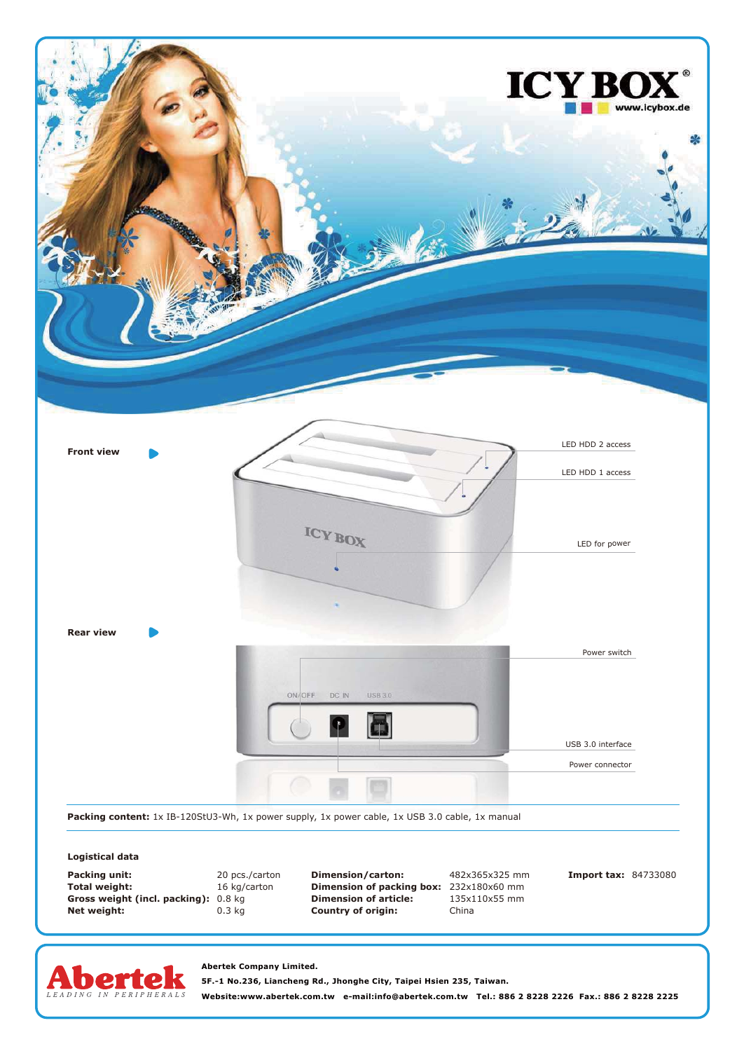ICY BOX®

www.icybox.de

**Front view**

LED HDD 2 access

LED HDD 1 access

LED for power

**Rear view**

Power switch

ON/OFF DC IN USB 3.0

USB 3.0 interface

Power connector

**Packing content:** 1x IB-120StU3-Wh, 1x power supply, 1x power cable, 1x USB 3.0 cable, 1x manual

**Logistical data**

| | | | | | |
|---|---|---|---|---|---|
| **Packing unit:** | 20 pcs./carton | **Dimension/carton:** | 482x365x325 mm | **Import tax:** | 84733080 |
| **Total weight:** | 16 kg/carton | **Dimension of packing box:** | 232x180x60 mm | | |
| **Gross weight (incl. packing):** | 0.8 kg | **Dimension of article:** | 135x110x55 mm | | |
| **Net weight:** | 0.3 kg | **Country of origin:** | China | | |

Abertek

LEADING IN PERIPHERALS

**Abertek Company Limited.**

**5F.-1 No.236, Liancheng Rd., Jhonghe City, Taipei Hsien 235, Taiwan.**

**Website:www.abertek.com.tw e-mail:info@abertek.com.tw Tel.: 886 2 8228 2226 Fax.: 886 2 8228 2225**